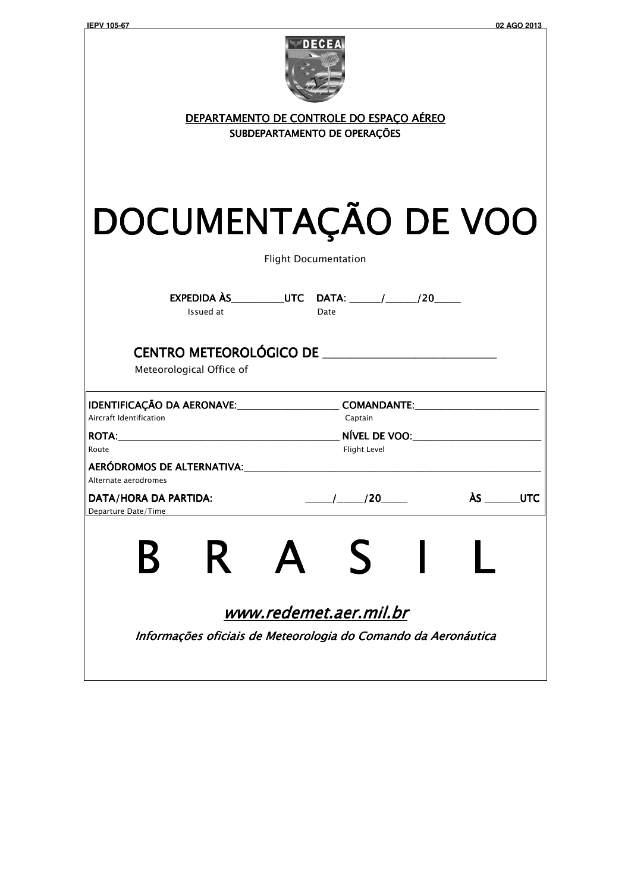DEPARTAMENTO DE CONTROLE DO ESPAÇO AÉREO

SUBDEPARTAMENTO DE OPERAÇÕES

# DOCUMENTAÇÃO DE VOO

Flight Documentation

EXPEDIDA ÀS__________UTC DATA: ______/______/20_____
Issued at Date

CENTRO METEOROLÓGICO DE ____________________________
Meteorological Office of

IDENTIFICAÇÃO DA AERONAVE:____________________ COMANDANTE:________________________
Aircraft Identification Captain

ROTA:__________________________________________ NÍVEL DE VOO:_________________________
Route Flight Level

AERÓDROMOS DE ALTERNATIVA:______________________________________________________
Alternate aerodromes

DATA/HORA DA PARTIDA: _____/_____/20_____ ÀS ______UTC
Departure Date/Time

# B R A S I L

*www.redemet.aer.mil.br*

*Informações oficiais de Meteorologia do Comando da Aeronáutica*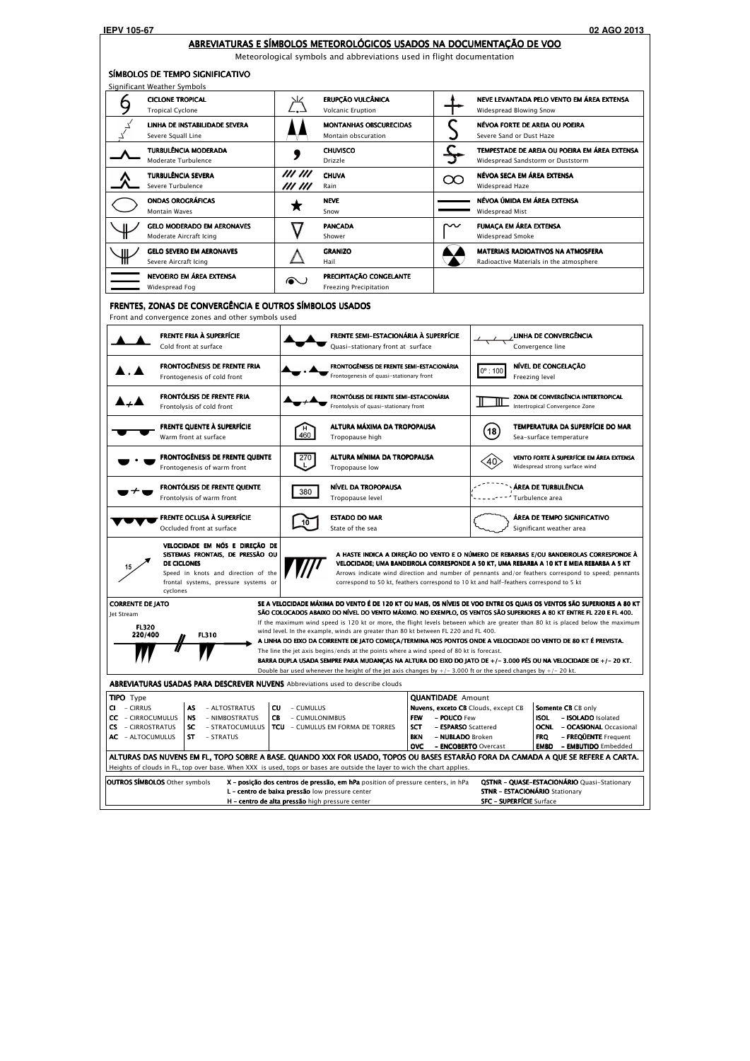## ABREVIATURAS E SÍMBOLOS METEOROLÓGICOS USADOS NA DOCUMENTAÇÃO DE VOO

Meteorological symbols and abbreviations used in flight documentation

### SÍMBOLOS DE TEMPO SIGNIFICATIVO

Significant Weather Symbols

| Símbolo | Descrição | Símbolo | Descrição | Símbolo | Descrição |
|---|---|---|---|---|---|
| | **CICLONE TROPICAL** Tropical Cyclone | | **ERUPÇÃO VULCÂNICA** Volcanic Eruption | | **NEVE LEVANTADA PELO VENTO EM ÁREA EXTENSA** Widespread Blowing Snow |
| | **LINHA DE INSTABILIDADE SEVERA** Severe Squall Line | | **MONTANHAS OBSCURECIDAS** Montain obscuration | | **NÉVOA FORTE DE AREIA OU POEIRA** Severe Sand or Dust Haze |
| | **TURBULÊNCIA MODERADA** Moderate Turbulence | | **CHUVISCO** Drizzle | | **TEMPESTADE DE AREIA OU POEIRA EM ÁREA EXTENSA** Widespread Sandstorm or Duststorm |
| | **TURBULÊNCIA SEVERA** Severe Turbulence | /// /// /// /// | **CHUVA** Rain | | **NÉVOA SECA EM ÁREA EXTENSA** Widespread Haze |
| | **ONDAS OROGRÁFICAS** Montain Waves | | **NEVE** Snow | | **NÉVOA ÚMIDA EM ÁREA EXTENSA** Widespread Mist |
| | **GELO MODERADO EM AERONAVES** Moderate Aircraft Icing | | **PANCADA** Shower | | **FUMAÇA EM ÁREA EXTENSA** Widespread Smoke |
| | **GELO SEVERO EM AERONAVES** Severe Aircraft Icing | | **GRANIZO** Hail | | **MATERIAIS RADIOATIVOS NA ATMOSFERA** Radioactive Materials in the atmosphere |
| | **NEVOEIRO EM ÁREA EXTENSA** Widespread Fog | | **PRECIPITAÇÃO CONGELANTE** Freezing Precipitation | | |

### FRENTES, ZONAS DE CONVERGÊNCIA E OUTROS SÍMBOLOS USADOS

Front and convergence zones and other symbols used

| Símbolo | Descrição | Símbolo | Descrição | Símbolo | Descrição |
|---|---|---|---|---|---|
| | **FRENTE FRIA À SUPERFÍCIE** Cold front at surface | | **FRENTE SEMI-ESTACIONÁRIA À SUPERFÍCIE** Quasi-stationary front at surface | | **LINHA DE CONVERGÊNCIA** Convergence line |
| | **FRONTOGÊNESIS DE FRENTE FRIA** Frontogenesis of cold front | | **FRONTOGÊNESIS DE FRENTE SEMI-ESTACIONÁRIA** Frontogenesis of quasi-stationary front | 0º : 100 | **NÍVEL DE CONGELAÇÃO** Freezing level |
| | **FRONTÓLISIS DE FRENTE FRIA** Frontolysis of cold front | | **FRONTÓLISIS DE FRENTE SEMI-ESTACIONÁRIA** Frontolysis of quasi-stationary front | | **ZONA DE CONVERGÊNCIA INTERTROPICAL** Intertropical Convergence Zone |
| | **FRENTE QUENTE À SUPERFÍCIE** Warm front at surface | H 460 | **ALTURA MÁXIMA DA TROPOPAUSA** Tropopause high | 18 | **TEMPERATURA DA SUPERFÍCIE DO MAR** Sea-surface temperature |
| | **FRONTOGÊNESIS DE FRENTE QUENTE** Frontogenesis of warm front | 270 L | **ALTURA MÍNIMA DA TROPOPAUSA** Tropopause low | 40 | **VENTO FORTE À SUPERFÍCIE EM ÁREA EXTENSA** Widespread strong surface wind |
| | **FRONTÓLISIS DE FRENTE QUENTE** Frontolysis of warm front | 380 | **NÍVEL DA TROPOPAUSA** Tropopause level | | **ÁREA DE TURBULÊNCIA** Turbulence area |
| | **FRENTE OCLUSA À SUPERFÍCIE** Occluded front at surface | 10 | **ESTADO DO MAR** State of the sea | | **ÁREA DE TEMPO SIGNIFICATIVO** Significant weather area |

15 — **VELOCIDADE EM NÓS E DIREÇÃO DE SISTEMAS FRONTAIS, DE PRESSÃO OU DE CICLONES**
Speed in knots and direction of the frontal systems, pressure systems or cyclones

**A HASTE INDICA A DIREÇÃO DO VENTO E O NÚMERO DE REBARBAS E/OU BANDEIROLAS CORRESPONDE À VELOCIDADE; UMA BANDEIROLA CORRESPONDE A 50 KT, UMA REBARBA A 10 KT E MEIA REBARBA A 5 KT**
Arrows indicate wind direction and number of pennants and/or feathers correspond to speed; pennants correspond to 50 kt, feathers correspond to 10 kt and half-feathers correspond to 5 kt

**CORRENTE DE JATO**
Jet Stream

FL320 220/400 — FL310

**SE A VELOCIDADE MÁXIMA DO VENTO É DE 120 KT OU MAIS, OS NÍVEIS DE VOO ENTRE OS QUAIS OS VENTOS SÃO SUPERIORES A 80 KT SÃO COLOCADOS ABAIXO DO NÍVEL DO VENTO MÁXIMO. NO EXEMPLO, OS VENTOS SÃO SUPERIORES A 80 KT ENTRE FL 220 E FL 400.**
If the maximum wind speed is 120 kt or more, the flight levels between which are greater than 80 kt is placed below the maximum wind level. In the example, winds are greater than 80 kt between FL 220 and FL 400.

**A LINHA DO EIXO DA CORRENTE DE JATO COMEÇA/TERMINA NOS PONTOS ONDE A VELOCIDADE DO VENTO DE 80 KT É PREVISTA.**
The line the jet axis begins/ends at the points where a wind speed of 80 kt is forecast.

**BARRA DUPLA USADA SEMPRE PARA MUDANÇAS NA ALTURA DO EIXO DO JATO DE +/- 3.000 PÉS OU NA VELOCIDADE DE +/- 20 KT.**
Double bar used whenever the height of the jet axis changes by +/- 3.000 ft or the speed changes by +/- 20 kt.

### ABREVIATURAS USADAS PARA DESCREVER NUVENS

Abbreviations used to describe clouds

**TIPO** Type

| | | | | | |
|---|---|---|---|---|---|
| **CI** | – CIRRUS | **AS** | – ALTOSTRATUS | **CU** | – CUMULUS |
| **CC** | – CIRROCUMULUS | **NS** | – NIMBOSTRATUS | **CB** | – CUMULONIMBUS |
| **CS** | – CIRROSTRATUS | **SC** | – STRATOCUMULUS | **TCU** | – CUMULUS EM FORMA DE TORRES |
| **AC** | – ALTOCUMULUS | **ST** | – STRATUS | | |

**QUANTIDADE** Amount

| Nuvens, exceto CB Clouds, except CB | | Somente CB CB only | |
|---|---|---|---|
| **FEW** | – **POUCO** Few | **ISOL** | – **ISOLADO** Isolated |
| **SCT** | – **ESPARSO** Scattered | **OCNL** | – **OCASIONAL** Occasional |
| **BKN** | – **NUBLADO** Broken | **FRQ** | – **FREQÜENTE** Frequent |
| **OVC** | – **ENCOBERTO** Overcast | **EMBD** | – **EMBUTIDO** Embedded |

**ALTURAS DAS NUVENS EM FL, TOPO SOBRE A BASE. QUANDO XXX FOR USADO, TOPOS OU BASES ESTARÃO FORA DA CAMADA A QUE SE REFERE A CARTA.**
Heights of clouds in FL, top over base. When XXX is used, tops or bases are outside the layer to wich the chart applies.

**OUTROS SÍMBOLOS** Other symbols

**X – posição dos centros de pressão, em hPa** position of pressure centers, in hPa
**L – centro de baixa pressão** low pressure center
**H – centro de alta pressão** high pressure center

**QSTNR – QUASE-ESTACIONÁRIO** Quasi-Stationary
**STNR – ESTACIONÁRIO** Stationary
**SFC – SUPERFÍCIE** Surface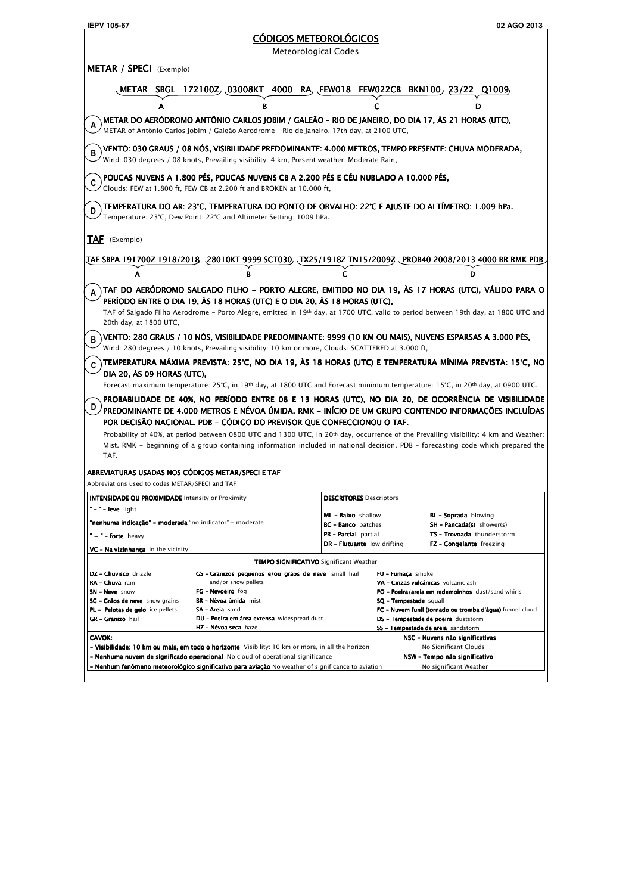# CÓDIGOS METEOROLÓGICOS

Meteorological Codes

## METAR / SPECI (Exemplo)

METAR SBGL 172100Z 03008KT 4000 RA FEW018 FEW022CB BKN100 23/22 Q1009

(A) METAR SBGL 172100Z — (B) 03008KT 4000 RA — (C) FEW018 FEW022CB BKN100 — (D) 23/22 Q1009

**A** METAR DO AERÓDROMO ANTÔNIO CARLOS JOBIM / GALEÃO – RIO DE JANEIRO, DO DIA 17, ÀS 21 HORAS (UTC),
METAR of Antônio Carlos Jobim / Galeão Aerodrome – Rio de Janeiro, 17th day, at 2100 UTC,

**B** VENTO: 030 GRAUS / 08 NÓS, VISIBILIDADE PREDOMINANTE: 4.000 METROS, TEMPO PRESENTE: CHUVA MODERADA,
Wind: 030 degrees / 08 knots, Prevailing visibility: 4 km, Present weather: Moderate Rain,

**C** POUCAS NUVENS A 1.800 PÉS, POUCAS NUVENS CB A 2.200 PÉS E CÉU NUBLADO A 10.000 PÉS,
Clouds: FEW at 1.800 ft, FEW CB at 2.200 ft and BROKEN at 10.000 ft,

**D** TEMPERATURA DO AR: 23°C, TEMPERATURA DO PONTO DE ORVALHO: 22°C E AJUSTE DO ALTÍMETRO: 1.009 hPa.
Temperature: 23°C, Dew Point: 22°C and Altimeter Setting: 1009 hPa.

## TAF (Exemplo)

TAF SBPA 191700Z 1918/2018 28010KT 9999 SCT030 TX25/1918Z TN15/2009Z PROB40 2008/2013 4000 BR RMK PDB

(A) TAF SBPA 191700Z 1918/2018 — (B) 28010KT 9999 SCT030 — (C) TX25/1918Z TN15/2009Z — (D) PROB40 2008/2013 4000 BR RMK PDB

**A** TAF DO AERÓDROMO SALGADO FILHO – PORTO ALEGRE, EMITIDO NO DIA 19, ÀS 17 HORAS (UTC), VÁLIDO PARA O PERÍODO ENTRE O DIA 19, ÀS 18 HORAS (UTC) E O DIA 20, ÀS 18 HORAS (UTC),
TAF of Salgado Filho Aerodrome – Porto Alegre, emitted in 19th day, at 1700 UTC, valid to period between 19th day, at 1800 UTC and 20th day, at 1800 UTC,

**B** VENTO: 280 GRAUS / 10 NÓS, VISIBILIDADE PREDOMINANTE: 9999 (10 KM OU MAIS), NUVENS ESPARSAS A 3.000 PÉS,
Wind: 280 degrees / 10 knots, Prevailing visibility: 10 km or more, Clouds: SCATTERED at 3.000 ft,

**C** TEMPERATURA MÁXIMA PREVISTA: 25°C, NO DIA 19, ÀS 18 HORAS (UTC) E TEMPERATURA MÍNIMA PREVISTA: 15°C, NO DIA 20, ÀS 09 HORAS (UTC),
Forecast maximum temperature: 25°C, in 19th day, at 1800 UTC and Forecast minimum temperature: 15°C, in 20th day, at 0900 UTC.

**D** PROBABILIDADE DE 40%, NO PERÍODO ENTRE 08 E 13 HORAS (UTC), NO DIA 20, DE OCORRÊNCIA DE VISIBILIDADE PREDOMINANTE DE 4.000 METROS E NÉVOA ÚMIDA. RMK – INÍCIO DE UM GRUPO CONTENDO INFORMAÇÕES INCLUÍDAS POR DECISÃO NACIONAL. PDB – CÓDIGO DO PREVISOR QUE CONFECCIONOU O TAF.
Probability of 40%, at period between 0800 UTC and 1300 UTC, in 20th day, occurrence of the Prevailing visibility: 4 km and Weather: Mist. RMK – beginning of a group containing information included in national decision. PDB – forecasting code which prepared the TAF.

### ABREVIATURAS USADAS NOS CÓDIGOS METAR/SPECI E TAF

Abbreviations used to codes METAR/SPECI and TAF

| **INTENSIDADE OU PROXIMIDADE** Intensity or Proximity | **DESCRITORES** Descriptors | |
|---|---|---|
| " – " – **leve** light | **MI – Baixo** shallow | **BL – Soprada** blowing |
| "**nenhuma indicação**" – **moderada** "no indicator" – moderate | **BC – Banco** patches | **SH – Pancada(s)** shower(s) |
| " + " – **forte** heavy | **PR – Parcial** partial | **TS – Trovoada** thunderstorm |
| **VC – Na vizinhança** In the vicinity | **DR – Flutuante** low drifting | **FZ – Congelante** freezing |

**TEMPO SIGNIFICATIVO** Significant Weather

| | | |
|---|---|---|
| **DZ – Chuvisco** drizzle | **GS – Granizos pequenos e/ou grãos de neve** small hail and/or snow pellets | **FU – Fumaça** smoke |
| **RA – Chuva** rain | | **VA – Cinzas vulcânicas** volcanic ash |
| **SN – Neve** snow | **FG – Nevoeiro** fog | **PO – Poeira/areia em redemoinhos** dust/sand whirls |
| **SG – Grãos de neve** snow grains | **BR – Névoa úmida** mist | **SQ – Tempestade** squall |
| **PL – Pelotas de gelo** ice pellets | **SA – Areia** sand | **FC – Nuvem funil (tornado ou tromba d'água)** funnel cloud |
| **GR – Granizo** hail | **DU – Poeira em área extensa** widespread dust | **DS – Tempestade de poeira** duststorm |
| | **HZ – Névoa seca** haze | **SS – Tempestade de areia** sandstorm |

| | |
|---|---|
| **CAVOK:** | **NSC – Nuvens não significativas** |
| **– Visibilidade: 10 km ou mais, em todo o horizonte** Visibility: 10 km or more, in all the horizon | No Significant Clouds |
| **– Nenhuma nuvem de significado operacional** No cloud of operational significance | **NSW – Tempo não significativo** |
| **– Nenhum fenômeno meteorológico significativo para aviação** No weather of significance to aviation | No significant Weather |